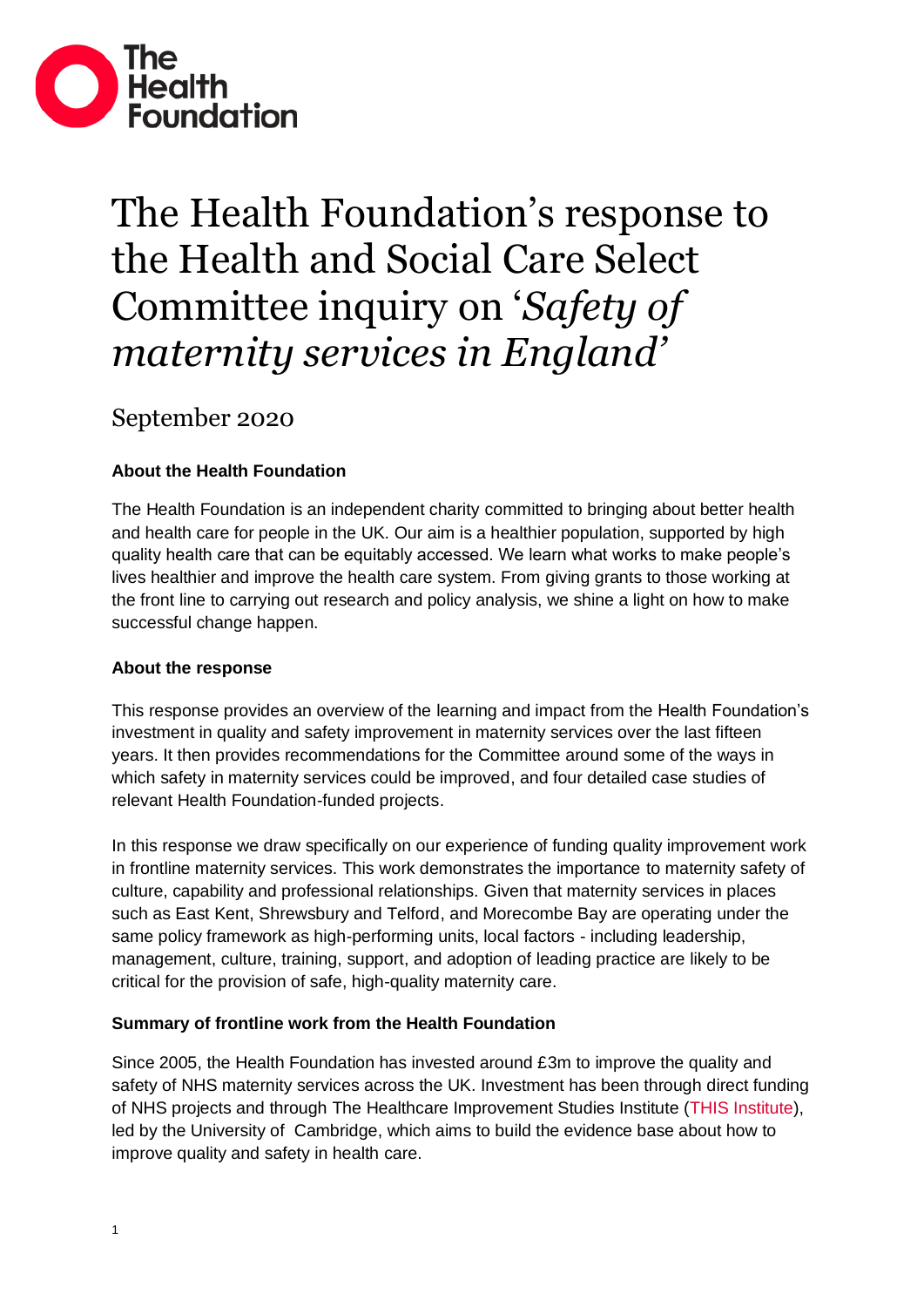# The Health Foundation's response to the Health and Social Care Select Committee inquiry on '*Safety of maternity services in England'*

## September 2020

**About the Health Foundation**

The Health Foundation is an independent charity committed to bringing about better health and health care for people in the UK. Our aim is a healthier population, supported by high quality health care that can be equitably accessed. We learn what works to make people's lives healthier and improve the health care system. From giving grants to those working at the front line to carrying out research and policy analysis, we shine a light on how to make successful change happen.

**About the response**

This response provides an overview of the learning and impact from the Health Foundation's investment in quality and safety improvement in maternity services over the last fifteen years. It then provides recommendations for the Committee around some of the ways in which safety in maternity services could be improved, and four detailed case studies of relevant Health Foundation-funded projects.

In this response we draw specifically on our experience of funding quality improvement work in frontline maternity services. This work demonstrates the importance to maternity safety of culture, capability and professional relationships. Given that maternity services in places such as East Kent, Shrewsbury and Telford, and Morecombe Bay are operating under the same policy framework as high-performing units, local factors - including leadership, management, culture, training, support, and adoption of leading practice are likely to be critical for the provision of safe, high-quality maternity care.

**Summary of frontline work from the Health Foundation**

Since 2005, the Health Foundation has invested around £3m to improve the quality and safety of NHS maternity services across the UK. Investment has been through direct funding of NHS projects and through The Healthcare Improvement Studies Institute (THIS Institute), led by the University of Cambridge, which aims to build the evidence base about how to improve quality and safety in health care.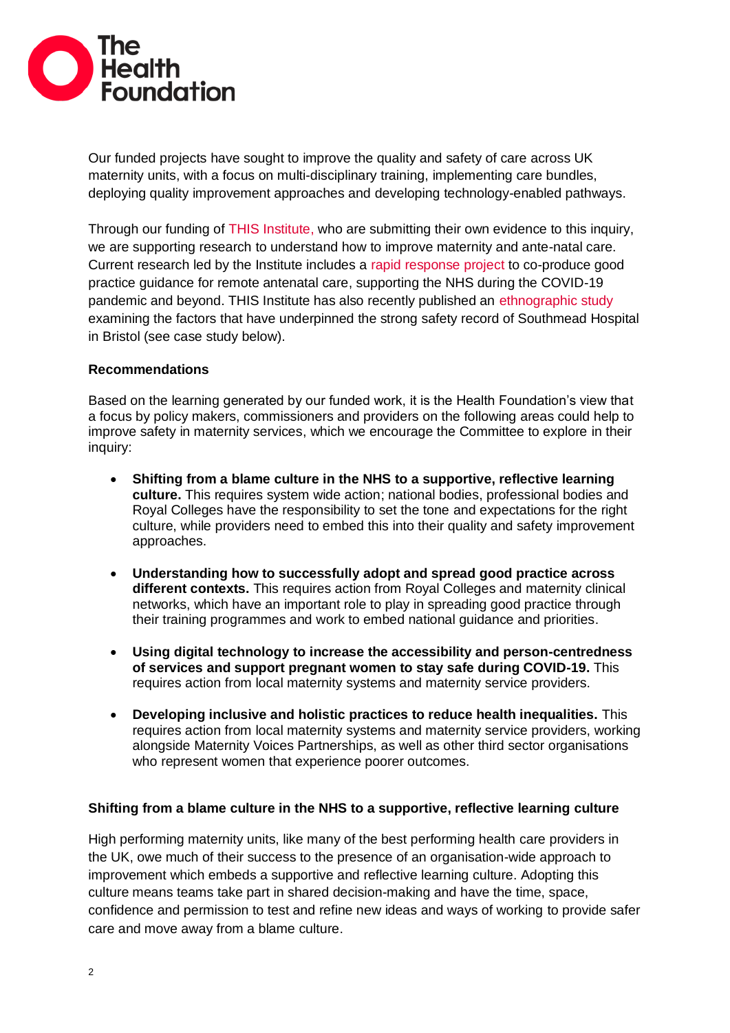Our funded projects have sought to improve the quality and safety of care across UK maternity units, with a focus on multi-disciplinary training, implementing care bundles, deploying quality improvement approaches and developing technology-enabled pathways.

Through our funding of THIS Institute, who are submitting their own evidence to this inquiry, we are supporting research to understand how to improve maternity and ante-natal care. Current research led by the Institute includes a rapid response project to co-produce good practice guidance for remote antenatal care, supporting the NHS during the COVID-19 pandemic and beyond. THIS Institute has also recently published an ethnographic study examining the factors that have underpinned the strong safety record of Southmead Hospital in Bristol (see case study below).

**Recommendations**

Based on the learning generated by our funded work, it is the Health Foundation's view that a focus by policy makers, commissioners and providers on the following areas could help to improve safety in maternity services, which we encourage the Committee to explore in their inquiry:

- **Shifting from a blame culture in the NHS to a supportive, reflective learning culture.** This requires system wide action; national bodies, professional bodies and Royal Colleges have the responsibility to set the tone and expectations for the right culture, while providers need to embed this into their quality and safety improvement approaches.
- **Understanding how to successfully adopt and spread good practice across different contexts.** This requires action from Royal Colleges and maternity clinical networks, which have an important role to play in spreading good practice through their training programmes and work to embed national guidance and priorities.
- **Using digital technology to increase the accessibility and person-centredness of services and support pregnant women to stay safe during COVID-19.** This requires action from local maternity systems and maternity service providers.
- **Developing inclusive and holistic practices to reduce health inequalities.** This requires action from local maternity systems and maternity service providers, working alongside Maternity Voices Partnerships, as well as other third sector organisations who represent women that experience poorer outcomes.

**Shifting from a blame culture in the NHS to a supportive, reflective learning culture**

High performing maternity units, like many of the best performing health care providers in the UK, owe much of their success to the presence of an organisation-wide approach to improvement which embeds a supportive and reflective learning culture. Adopting this culture means teams take part in shared decision-making and have the time, space, confidence and permission to test and refine new ideas and ways of working to provide safer care and move away from a blame culture.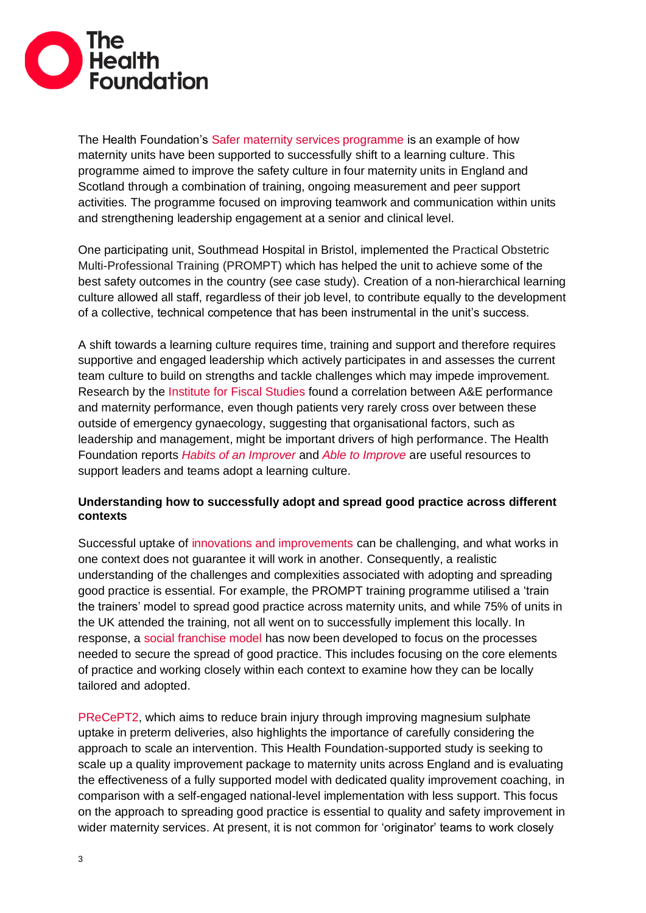The Health Foundation's Safer maternity services programme is an example of how maternity units have been supported to successfully shift to a learning culture. This programme aimed to improve the safety culture in four maternity units in England and Scotland through a combination of training, ongoing measurement and peer support activities. The programme focused on improving teamwork and communication within units and strengthening leadership engagement at a senior and clinical level.

One participating unit, Southmead Hospital in Bristol, implemented the Practical Obstetric Multi-Professional Training (PROMPT) which has helped the unit to achieve some of the best safety outcomes in the country (see case study). Creation of a non-hierarchical learning culture allowed all staff, regardless of their job level, to contribute equally to the development of a collective, technical competence that has been instrumental in the unit's success.

A shift towards a learning culture requires time, training and support and therefore requires supportive and engaged leadership which actively participates in and assesses the current team culture to build on strengths and tackle challenges which may impede improvement. Research by the Institute for Fiscal Studies found a correlation between A&E performance and maternity performance, even though patients very rarely cross over between these outside of emergency gynaecology, suggesting that organisational factors, such as leadership and management, might be important drivers of high performance. The Health Foundation reports *Habits of an Improver* and *Able to Improve* are useful resources to support leaders and teams adopt a learning culture.

**Understanding how to successfully adopt and spread good practice across different contexts**

Successful uptake of innovations and improvements can be challenging, and what works in one context does not guarantee it will work in another. Consequently, a realistic understanding of the challenges and complexities associated with adopting and spreading good practice is essential. For example, the PROMPT training programme utilised a 'train the trainers' model to spread good practice across maternity units, and while 75% of units in the UK attended the training, not all went on to successfully implement this locally. In response, a social franchise model has now been developed to focus on the processes needed to secure the spread of good practice. This includes focusing on the core elements of practice and working closely within each context to examine how they can be locally tailored and adopted.

PReCePT2, which aims to reduce brain injury through improving magnesium sulphate uptake in preterm deliveries, also highlights the importance of carefully considering the approach to scale an intervention. This Health Foundation-supported study is seeking to scale up a quality improvement package to maternity units across England and is evaluating the effectiveness of a fully supported model with dedicated quality improvement coaching, in comparison with a self-engaged national-level implementation with less support. This focus on the approach to spreading good practice is essential to quality and safety improvement in wider maternity services. At present, it is not common for 'originator' teams to work closely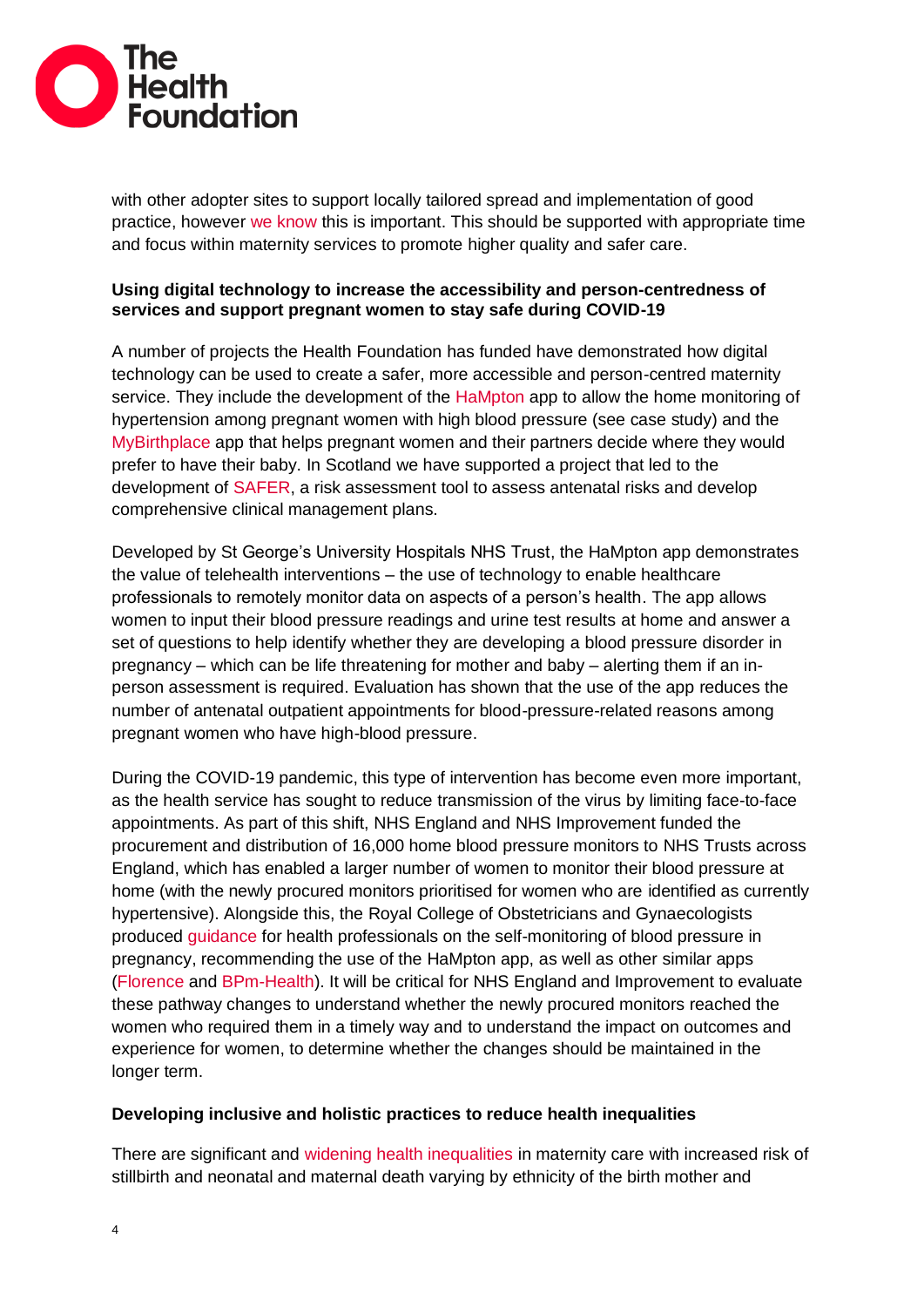with other adopter sites to support locally tailored spread and implementation of good practice, however we know this is important. This should be supported with appropriate time and focus within maternity services to promote higher quality and safer care.

**Using digital technology to increase the accessibility and person-centredness of services and support pregnant women to stay safe during COVID-19**

A number of projects the Health Foundation has funded have demonstrated how digital technology can be used to create a safer, more accessible and person-centred maternity service. They include the development of the HaMpton app to allow the home monitoring of hypertension among pregnant women with high blood pressure (see case study) and the MyBirthplace app that helps pregnant women and their partners decide where they would prefer to have their baby. In Scotland we have supported a project that led to the development of SAFER, a risk assessment tool to assess antenatal risks and develop comprehensive clinical management plans.

Developed by St George's University Hospitals NHS Trust, the HaMpton app demonstrates the value of telehealth interventions – the use of technology to enable healthcare professionals to remotely monitor data on aspects of a person's health. The app allows women to input their blood pressure readings and urine test results at home and answer a set of questions to help identify whether they are developing a blood pressure disorder in pregnancy – which can be life threatening for mother and baby – alerting them if an in-person assessment is required. Evaluation has shown that the use of the app reduces the number of antenatal outpatient appointments for blood-pressure-related reasons among pregnant women who have high-blood pressure.

During the COVID-19 pandemic, this type of intervention has become even more important, as the health service has sought to reduce transmission of the virus by limiting face-to-face appointments. As part of this shift, NHS England and NHS Improvement funded the procurement and distribution of 16,000 home blood pressure monitors to NHS Trusts across England, which has enabled a larger number of women to monitor their blood pressure at home (with the newly procured monitors prioritised for women who are identified as currently hypertensive). Alongside this, the Royal College of Obstetricians and Gynaecologists produced guidance for health professionals on the self-monitoring of blood pressure in pregnancy, recommending the use of the HaMpton app, as well as other similar apps (Florence and BPm-Health). It will be critical for NHS England and Improvement to evaluate these pathway changes to understand whether the newly procured monitors reached the women who required them in a timely way and to understand the impact on outcomes and experience for women, to determine whether the changes should be maintained in the longer term.

**Developing inclusive and holistic practices to reduce health inequalities**

There are significant and widening health inequalities in maternity care with increased risk of stillbirth and neonatal and maternal death varying by ethnicity of the birth mother and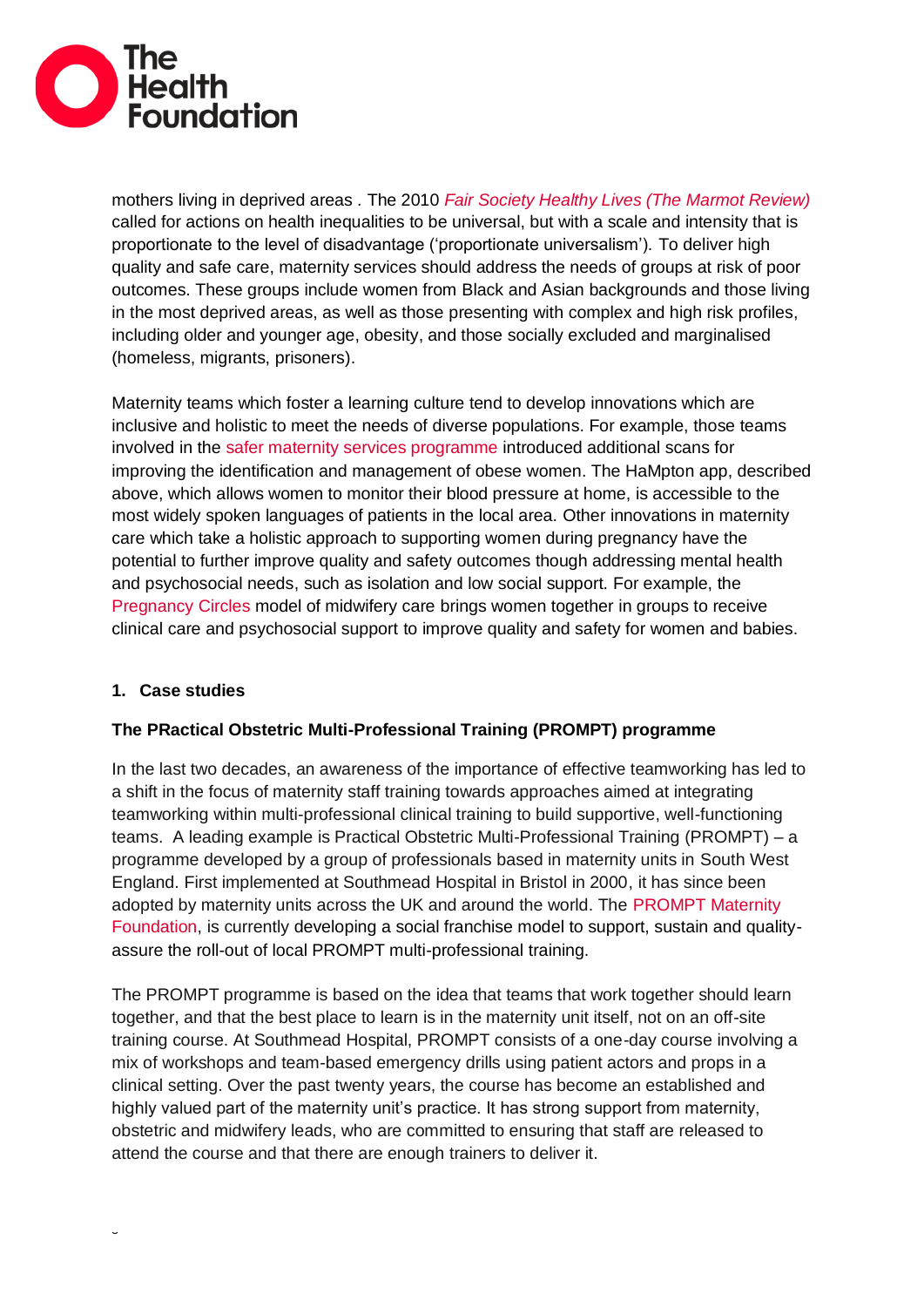mothers living in deprived areas . The 2010 *Fair Society Healthy Lives (The Marmot Review)* called for actions on health inequalities to be universal, but with a scale and intensity that is proportionate to the level of disadvantage ('proportionate universalism'). To deliver high quality and safe care, maternity services should address the needs of groups at risk of poor outcomes. These groups include women from Black and Asian backgrounds and those living in the most deprived areas, as well as those presenting with complex and high risk profiles, including older and younger age, obesity, and those socially excluded and marginalised (homeless, migrants, prisoners).

Maternity teams which foster a learning culture tend to develop innovations which are inclusive and holistic to meet the needs of diverse populations. For example, those teams involved in the safer maternity services programme introduced additional scans for improving the identification and management of obese women. The HaMpton app, described above, which allows women to monitor their blood pressure at home, is accessible to the most widely spoken languages of patients in the local area. Other innovations in maternity care which take a holistic approach to supporting women during pregnancy have the potential to further improve quality and safety outcomes though addressing mental health and psychosocial needs, such as isolation and low social support. For example, the Pregnancy Circles model of midwifery care brings women together in groups to receive clinical care and psychosocial support to improve quality and safety for women and babies.

## 1. Case studies

### The PRactical Obstetric Multi-Professional Training (PROMPT) programme

In the last two decades, an awareness of the importance of effective teamworking has led to a shift in the focus of maternity staff training towards approaches aimed at integrating teamworking within multi-professional clinical training to build supportive, well-functioning teams. A leading example is Practical Obstetric Multi-Professional Training (PROMPT) – a programme developed by a group of professionals based in maternity units in South West England. First implemented at Southmead Hospital in Bristol in 2000, it has since been adopted by maternity units across the UK and around the world. The PROMPT Maternity Foundation, is currently developing a social franchise model to support, sustain and quality-assure the roll-out of local PROMPT multi-professional training.

The PROMPT programme is based on the idea that teams that work together should learn together, and that the best place to learn is in the maternity unit itself, not on an off-site training course. At Southmead Hospital, PROMPT consists of a one-day course involving a mix of workshops and team-based emergency drills using patient actors and props in a clinical setting. Over the past twenty years, the course has become an established and highly valued part of the maternity unit's practice. It has strong support from maternity, obstetric and midwifery leads, who are committed to ensuring that staff are released to attend the course and that there are enough trainers to deliver it.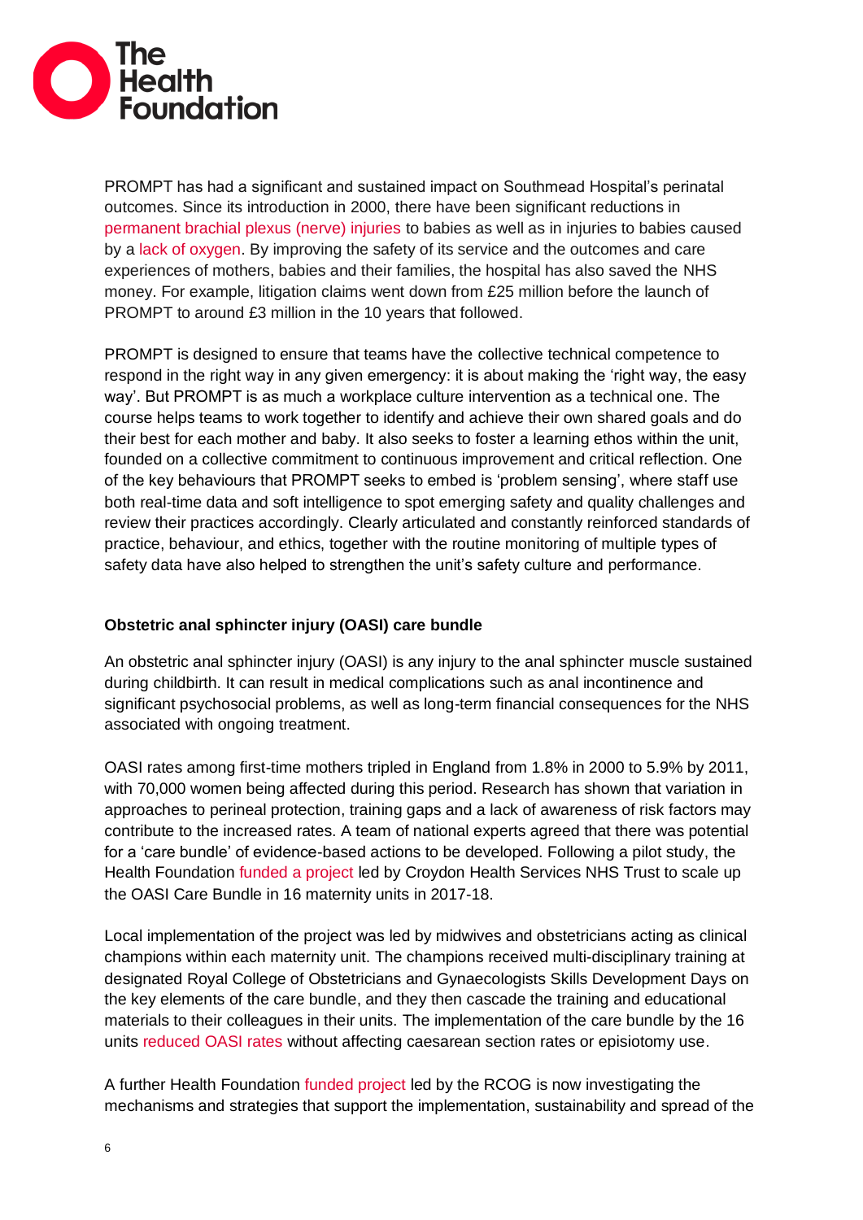PROMPT has had a significant and sustained impact on Southmead Hospital's perinatal outcomes. Since its introduction in 2000, there have been significant reductions in permanent brachial plexus (nerve) injuries to babies as well as in injuries to babies caused by a lack of oxygen. By improving the safety of its service and the outcomes and care experiences of mothers, babies and their families, the hospital has also saved the NHS money. For example, litigation claims went down from £25 million before the launch of PROMPT to around £3 million in the 10 years that followed.

PROMPT is designed to ensure that teams have the collective technical competence to respond in the right way in any given emergency: it is about making the 'right way, the easy way'. But PROMPT is as much a workplace culture intervention as a technical one. The course helps teams to work together to identify and achieve their own shared goals and do their best for each mother and baby. It also seeks to foster a learning ethos within the unit, founded on a collective commitment to continuous improvement and critical reflection. One of the key behaviours that PROMPT seeks to embed is 'problem sensing', where staff use both real-time data and soft intelligence to spot emerging safety and quality challenges and review their practices accordingly. Clearly articulated and constantly reinforced standards of practice, behaviour, and ethics, together with the routine monitoring of multiple types of safety data have also helped to strengthen the unit's safety culture and performance.

**Obstetric anal sphincter injury (OASI) care bundle**

An obstetric anal sphincter injury (OASI) is any injury to the anal sphincter muscle sustained during childbirth. It can result in medical complications such as anal incontinence and significant psychosocial problems, as well as long-term financial consequences for the NHS associated with ongoing treatment.

OASI rates among first-time mothers tripled in England from 1.8% in 2000 to 5.9% by 2011, with 70,000 women being affected during this period. Research has shown that variation in approaches to perineal protection, training gaps and a lack of awareness of risk factors may contribute to the increased rates. A team of national experts agreed that there was potential for a 'care bundle' of evidence-based actions to be developed. Following a pilot study, the Health Foundation funded a project led by Croydon Health Services NHS Trust to scale up the OASI Care Bundle in 16 maternity units in 2017-18.

Local implementation of the project was led by midwives and obstetricians acting as clinical champions within each maternity unit. The champions received multi-disciplinary training at designated Royal College of Obstetricians and Gynaecologists Skills Development Days on the key elements of the care bundle, and they then cascade the training and educational materials to their colleagues in their units. The implementation of the care bundle by the 16 units reduced OASI rates without affecting caesarean section rates or episiotomy use.

A further Health Foundation funded project led by the RCOG is now investigating the mechanisms and strategies that support the implementation, sustainability and spread of the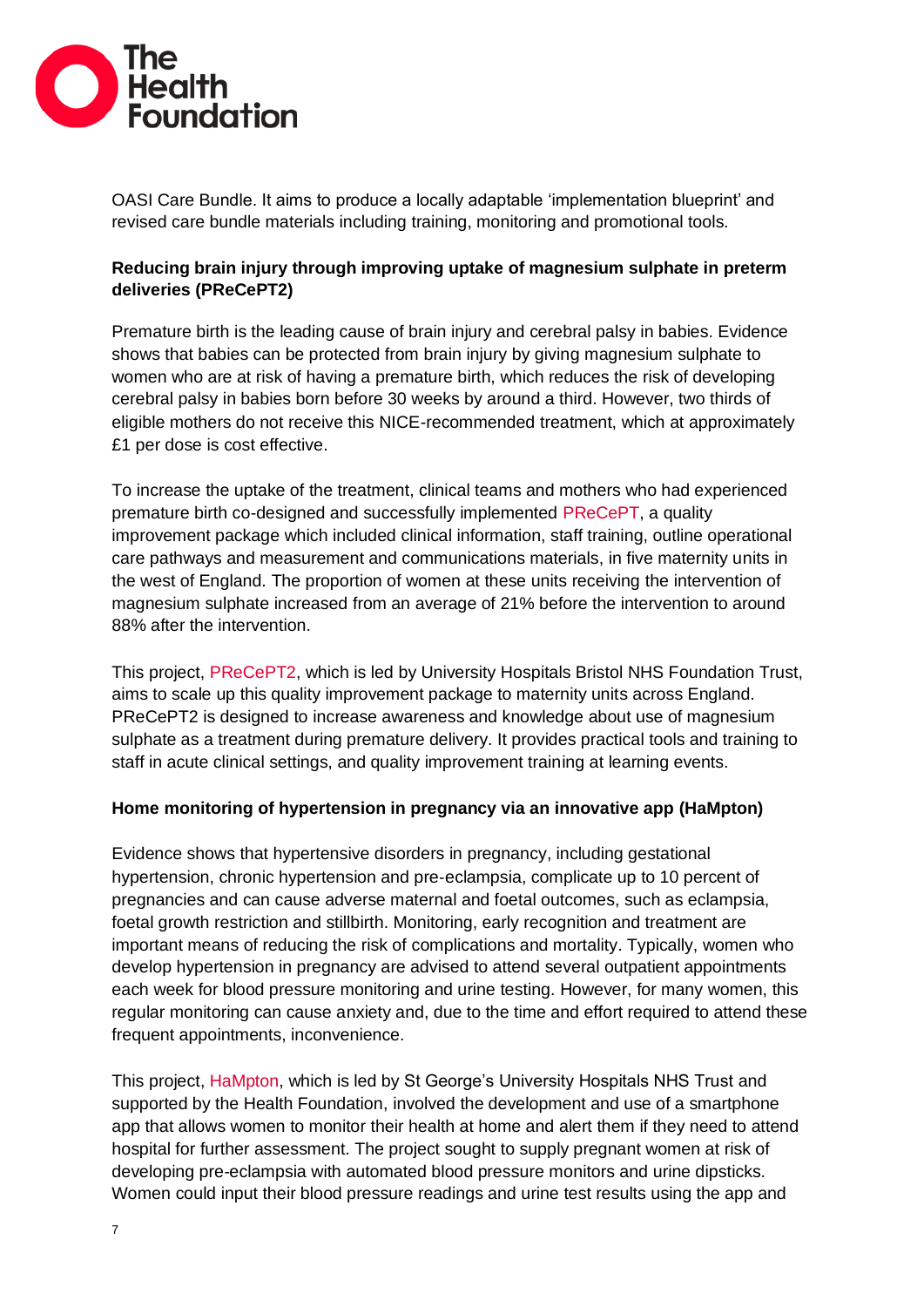OASI Care Bundle. It aims to produce a locally adaptable 'implementation blueprint' and revised care bundle materials including training, monitoring and promotional tools.

**Reducing brain injury through improving uptake of magnesium sulphate in preterm deliveries (PReCePT2)**

Premature birth is the leading cause of brain injury and cerebral palsy in babies. Evidence shows that babies can be protected from brain injury by giving magnesium sulphate to women who are at risk of having a premature birth, which reduces the risk of developing cerebral palsy in babies born before 30 weeks by around a third. However, two thirds of eligible mothers do not receive this NICE-recommended treatment, which at approximately £1 per dose is cost effective.

To increase the uptake of the treatment, clinical teams and mothers who had experienced premature birth co-designed and successfully implemented PReCePT, a quality improvement package which included clinical information, staff training, outline operational care pathways and measurement and communications materials, in five maternity units in the west of England. The proportion of women at these units receiving the intervention of magnesium sulphate increased from an average of 21% before the intervention to around 88% after the intervention.

This project, PReCePT2, which is led by University Hospitals Bristol NHS Foundation Trust, aims to scale up this quality improvement package to maternity units across England. PReCePT2 is designed to increase awareness and knowledge about use of magnesium sulphate as a treatment during premature delivery. It provides practical tools and training to staff in acute clinical settings, and quality improvement training at learning events.

**Home monitoring of hypertension in pregnancy via an innovative app (HaMpton)**

Evidence shows that hypertensive disorders in pregnancy, including gestational hypertension, chronic hypertension and pre-eclampsia, complicate up to 10 percent of pregnancies and can cause adverse maternal and foetal outcomes, such as eclampsia, foetal growth restriction and stillbirth. Monitoring, early recognition and treatment are important means of reducing the risk of complications and mortality. Typically, women who develop hypertension in pregnancy are advised to attend several outpatient appointments each week for blood pressure monitoring and urine testing. However, for many women, this regular monitoring can cause anxiety and, due to the time and effort required to attend these frequent appointments, inconvenience.

This project, HaMpton, which is led by St George's University Hospitals NHS Trust and supported by the Health Foundation, involved the development and use of a smartphone app that allows women to monitor their health at home and alert them if they need to attend hospital for further assessment. The project sought to supply pregnant women at risk of developing pre-eclampsia with automated blood pressure monitors and urine dipsticks. Women could input their blood pressure readings and urine test results using the app and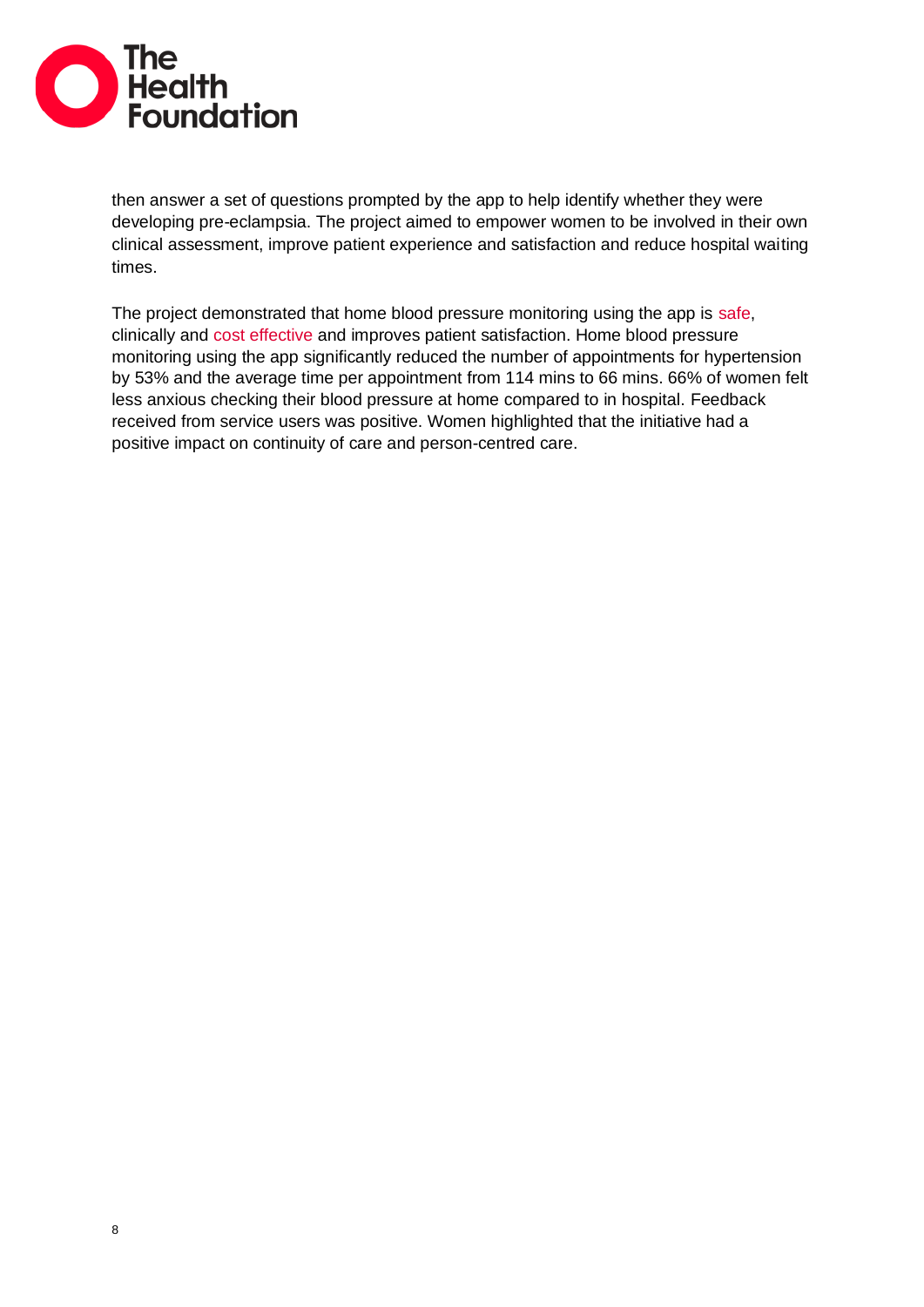then answer a set of questions prompted by the app to help identify whether they were developing pre-eclampsia. The project aimed to empower women to be involved in their own clinical assessment, improve patient experience and satisfaction and reduce hospital waiting times.

The project demonstrated that home blood pressure monitoring using the app is safe, clinically and cost effective and improves patient satisfaction. Home blood pressure monitoring using the app significantly reduced the number of appointments for hypertension by 53% and the average time per appointment from 114 mins to 66 mins. 66% of women felt less anxious checking their blood pressure at home compared to in hospital. Feedback received from service users was positive. Women highlighted that the initiative had a positive impact on continuity of care and person-centred care.